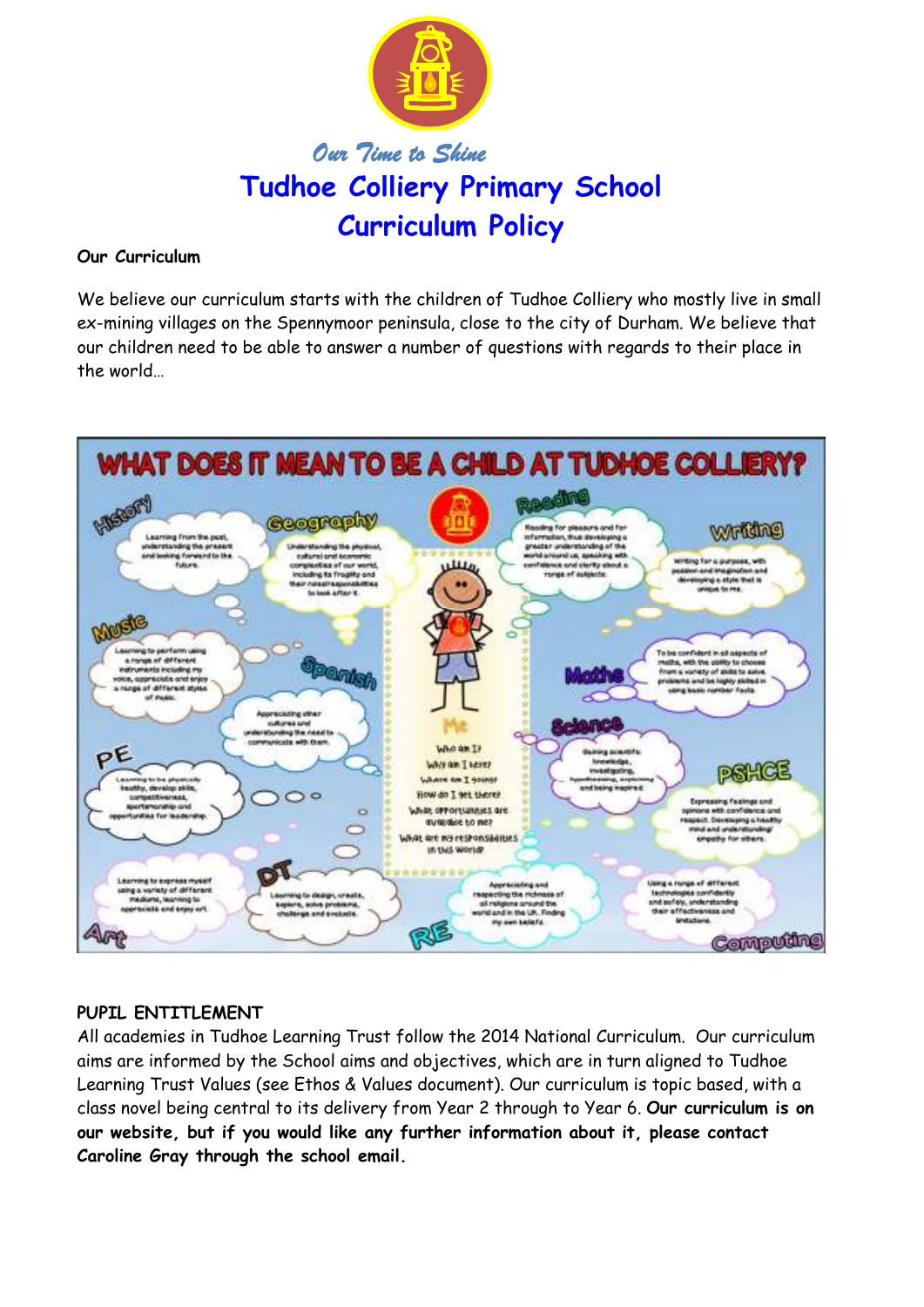*Our Time to Shine*

# Tudhoe Colliery Primary School
# Curriculum Policy

**Our Curriculum**

We believe our curriculum starts with the children of Tudhoe Colliery who mostly live in small ex-mining villages on the Spennymoor peninsula, close to the city of Durham. We believe that our children need to be able to answer a number of questions with regards to their place in the world…

WHAT DOES IT MEAN TO BE A CHILD AT TUDHOE COLLIERY?

History: Learning from the past, understanding the present and looking forward to the future.

Geography: Understanding the physical, cultural and economic complexities of our world, including its fragility and their responsibilities to look after it.

Reading: Reading for pleasure and for information, thus developing a greater understanding of the world around us; speaking with confidence and clarity about a range of subjects.

Writing: Writing for a purpose, with passion and imagination and developing a style that is unique to me.

Music: Learning to perform using a range of different instruments including my voice, appreciate and enjoy a range of different styles of music.

Spanish: Appreciating other cultures and understanding the need to communicate with them.

Maths: To be confident in all aspects of maths, with the ability to choose from a variety of skills to solve problems and be highly skilled in using basic number facts.

Me: Who am I? Why am I here? Where am I going? How do I get there? What opportunities are available to me? What are my responsibilities in this world?

Science: Gaining scientific knowledge, investigating, hypothesising, explaining and being inspired.

PE: Learning to be physically healthy, develop skills, competitiveness, sportsmanship and opportunities for leadership.

PSHCE: Expressing feelings and opinions with confidence and respect. Developing a healthy mind and understanding/empathy for others.

Art: Learning to express myself using a variety of different mediums, learning to appreciate and enjoy art.

DT: Learning to design, create, explore, solve problems, challenge and evaluate.

RE: Appreciating and respecting the richness of all religions around the world and in the UK. Finding my own beliefs.

Computing: Using a range of different technologies confidently and safely, understanding their effectiveness and limitations.

**PUPIL ENTITLEMENT**

All academies in Tudhoe Learning Trust follow the 2014 National Curriculum. Our curriculum aims are informed by the School aims and objectives, which are in turn aligned to Tudhoe Learning Trust Values (see Ethos & Values document). Our curriculum is topic based, with a class novel being central to its delivery from Year 2 through to Year 6. **Our curriculum is on our website, but if you would like any further information about it, please contact Caroline Gray through the school email.**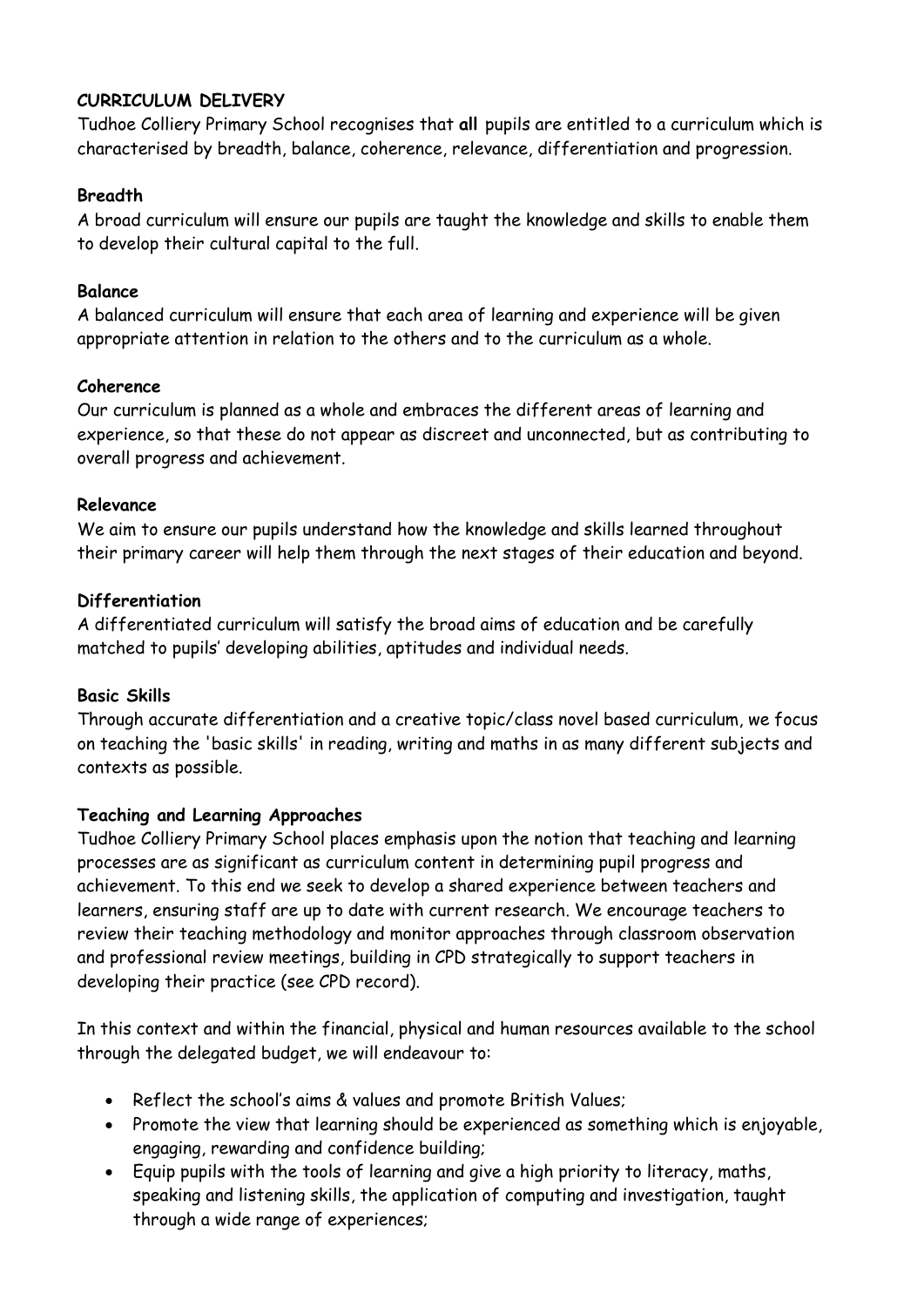**CURRICULUM DELIVERY**

Tudhoe Colliery Primary School recognises that **all** pupils are entitled to a curriculum which is characterised by breadth, balance, coherence, relevance, differentiation and progression.

**Breadth**

A broad curriculum will ensure our pupils are taught the knowledge and skills to enable them to develop their cultural capital to the full.

**Balance**

A balanced curriculum will ensure that each area of learning and experience will be given appropriate attention in relation to the others and to the curriculum as a whole.

**Coherence**

Our curriculum is planned as a whole and embraces the different areas of learning and experience, so that these do not appear as discreet and unconnected, but as contributing to overall progress and achievement.

**Relevance**

We aim to ensure our pupils understand how the knowledge and skills learned throughout their primary career will help them through the next stages of their education and beyond.

**Differentiation**

A differentiated curriculum will satisfy the broad aims of education and be carefully matched to pupils' developing abilities, aptitudes and individual needs.

**Basic Skills**

Through accurate differentiation and a creative topic/class novel based curriculum, we focus on teaching the 'basic skills' in reading, writing and maths in as many different subjects and contexts as possible.

**Teaching and Learning Approaches**

Tudhoe Colliery Primary School places emphasis upon the notion that teaching and learning processes are as significant as curriculum content in determining pupil progress and achievement. To this end we seek to develop a shared experience between teachers and learners, ensuring staff are up to date with current research. We encourage teachers to review their teaching methodology and monitor approaches through classroom observation and professional review meetings, building in CPD strategically to support teachers in developing their practice (see CPD record).

In this context and within the financial, physical and human resources available to the school through the delegated budget, we will endeavour to:

- Reflect the school's aims & values and promote British Values;
- Promote the view that learning should be experienced as something which is enjoyable, engaging, rewarding and confidence building;
- Equip pupils with the tools of learning and give a high priority to literacy, maths, speaking and listening skills, the application of computing and investigation, taught through a wide range of experiences;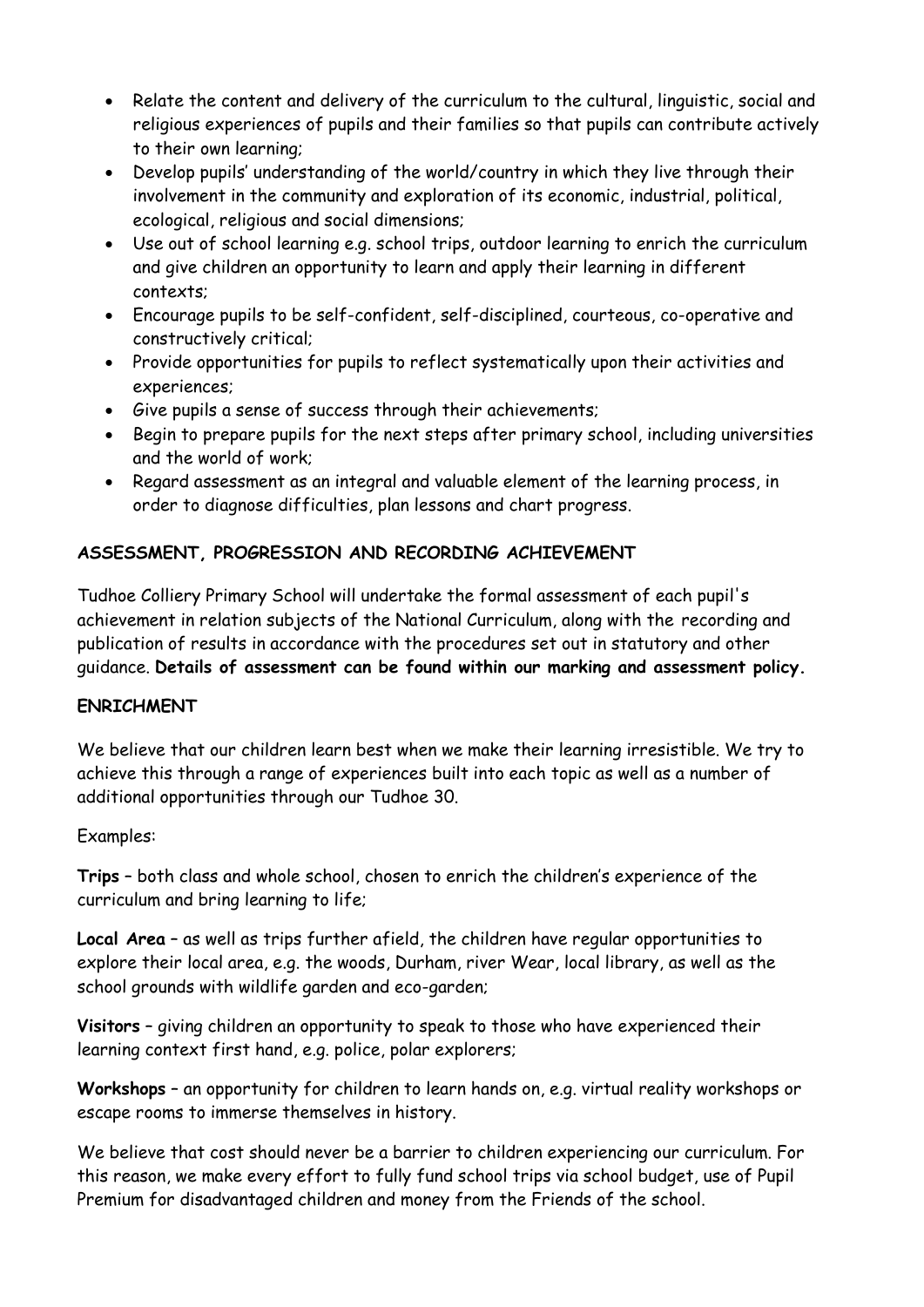- Relate the content and delivery of the curriculum to the cultural, linguistic, social and religious experiences of pupils and their families so that pupils can contribute actively to their own learning;
- Develop pupils' understanding of the world/country in which they live through their involvement in the community and exploration of its economic, industrial, political, ecological, religious and social dimensions;
- Use out of school learning e.g. school trips, outdoor learning to enrich the curriculum and give children an opportunity to learn and apply their learning in different contexts;
- Encourage pupils to be self-confident, self-disciplined, courteous, co-operative and constructively critical;
- Provide opportunities for pupils to reflect systematically upon their activities and experiences;
- Give pupils a sense of success through their achievements;
- Begin to prepare pupils for the next steps after primary school, including universities and the world of work;
- Regard assessment as an integral and valuable element of the learning process, in order to diagnose difficulties, plan lessons and chart progress.

## ASSESSMENT, PROGRESSION AND RECORDING ACHIEVEMENT

Tudhoe Colliery Primary School will undertake the formal assessment of each pupil's achievement in relation subjects of the National Curriculum, along with the recording and publication of results in accordance with the procedures set out in statutory and other guidance. **Details of assessment can be found within our marking and assessment policy.**

## ENRICHMENT

We believe that our children learn best when we make their learning irresistible. We try to achieve this through a range of experiences built into each topic as well as a number of additional opportunities through our Tudhoe 30.

Examples:

**Trips** – both class and whole school, chosen to enrich the children's experience of the curriculum and bring learning to life;

**Local Area** – as well as trips further afield, the children have regular opportunities to explore their local area, e.g. the woods, Durham, river Wear, local library, as well as the school grounds with wildlife garden and eco-garden;

**Visitors** – giving children an opportunity to speak to those who have experienced their learning context first hand, e.g. police, polar explorers;

**Workshops** – an opportunity for children to learn hands on, e.g. virtual reality workshops or escape rooms to immerse themselves in history.

We believe that cost should never be a barrier to children experiencing our curriculum. For this reason, we make every effort to fully fund school trips via school budget, use of Pupil Premium for disadvantaged children and money from the Friends of the school.